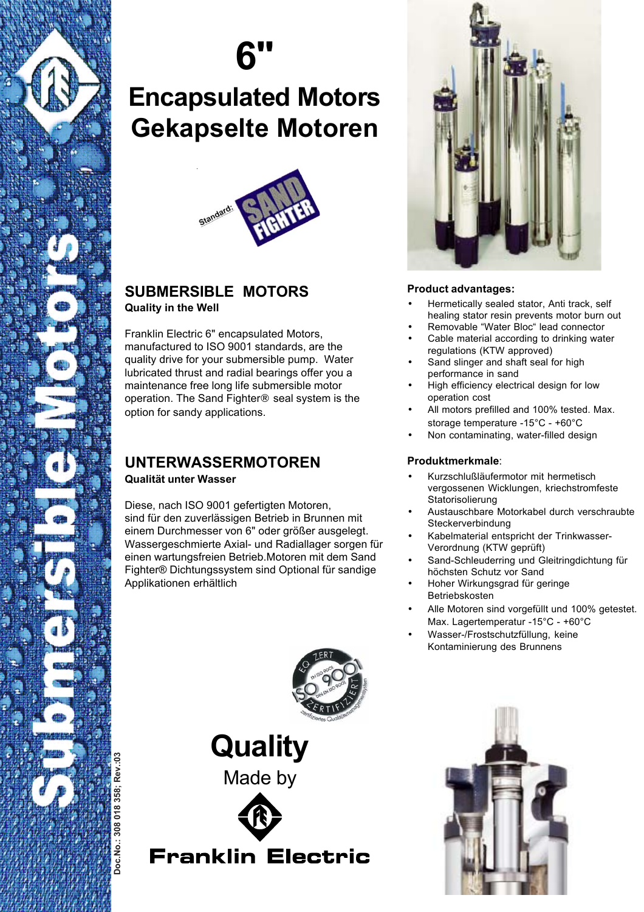# 6"

# Encapsulated Motors
# Gekapselte Motoren

Standard: SAND FIGHTER

## SUBMERSIBLE MOTORS

**Quality in the Well**

Franklin Electric 6" encapsulated Motors, manufactured to ISO 9001 standards, are the quality drive for your submersible pump. Water lubricated thrust and radial bearings offer you a maintenance free long life submersible motor operation. The Sand Fighter® seal system is the option for sandy applications.

## UNTERWASSERMOTOREN

**Qualität unter Wasser**

Diese, nach ISO 9001 gefertigten Motoren, sind für den zuverlässigen Betrieb in Brunnen mit einem Durchmesser von 6" oder größer ausgelegt. Wassergeschmierte Axial- und Radiallager sorgen für einen wartungsfreien Betrieb.Motoren mit dem Sand Fighter® Dichtungssystem sind Optional für sandige Applikationen erhältlich

### Product advantages:

- Hermetically sealed stator, Anti track, self healing stator resin prevents motor burn out
- Removable "Water Bloc" lead connector
- Cable material according to drinking water regulations (KTW approved)
- Sand slinger and shaft seal for high performance in sand
- High efficiency electrical design for low operation cost
- All motors prefilled and 100% tested. Max. storage temperature -15°C - +60°C
- Non contaminating, water-filled design

### Produktmerkmale:

- Kurzschlußläufermotor mit hermetisch vergossenen Wicklungen, kriechstromfeste Statorisolierung
- Austauschbare Motorkabel durch verschraubte Steckerverbindung
- Kabelmaterial entspricht der Trinkwasser-Verordnung (KTW geprüft)
- Sand-Schleuderring und Gleitringdichtung für höchsten Schutz vor Sand
- Hoher Wirkungsgrad für geringe Betriebskosten
- Alle Motoren sind vorgefüllt und 100% getestet. Max. Lagertemperatur -15°C - +60°C
- Wasser-/Frostschutzfüllung, keine Kontaminierung des Brunnens

**Quality**

Made by

**Franklin Electric**

Doc.No.: 308 018 358; Rev.:03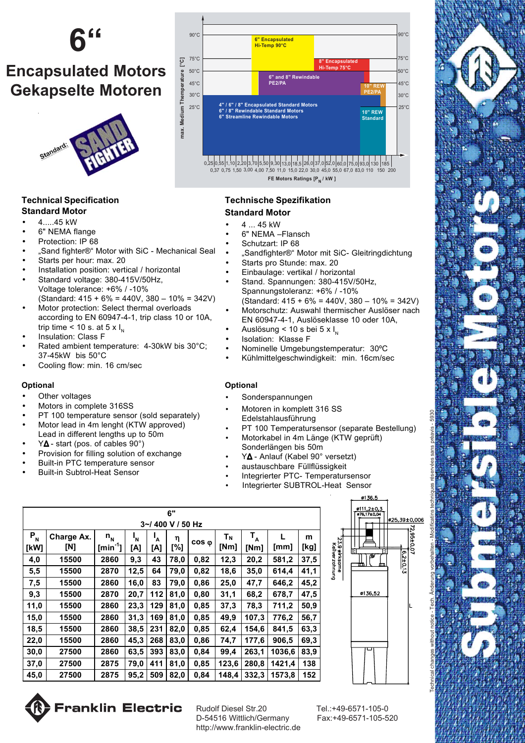# 6"

# Encapsulated Motors
# Gekapselte Motoren

Standard: SAND FIGHTER

90°C
6" Encapsulated Hi-Temp 90°C
75°C
8" Encapsulated Hi-Temp 75°C
50°C
6" and 8" Rewindable PE2/PA
45°C
10" REW PE2/PA
30°C
25°C
4" / 6" / 8" Encapsulated Standard Motors
6" / 8" Rewindable Standard Motors
6" Streamline Rewindable Motors
10" REW Standard

max. Medium Themperature [°C]

0,25 0,55 1,10 2,20 3,70 5,50 9,30 13,0 18,5 26,0 37,0 52,0 60,0 75,0 93,0 130 185
0,37 0,75 1,50 3,00 4,00 7,50 11,0 15,0 22,0 30,0 45,0 55,0 67,0 83,0 110 150 200

FE Motors Ratings [$P_N$ / kW ]

### Technical Specification
### Standard Motor

- 4.....45 kW
- 6" NEMA flange
- Protection: IP 68
- „Sand fighter®" Motor with SiC - Mechanical Seal
- Starts per hour: max. 20
- Installation position: vertical / horizontal
- Standard voltage: 380-415V/50Hz,
  Voltage tolerance: +6% / -10%
  (Standard: 415 + 6% = 440V, 380 – 10% = 342V)
- Motor protection: Select thermal overloads according to EN 60947-4-1, trip class 10 or 10A, trip time < 10 s. at 5 x $I_N$
- Insulation: Class F
- Rated ambient temperature: 4-30kW bis 30°C; 37-45kW bis 50°C
- Cooling flow: min. 16 cm/sec

### Optional

- Other voltages
- Motors in complete 316SS
- PT 100 temperature sensor (sold separately)
- Motor lead in 4m lenght (KTW approved)
  Lead in different lengths up to 50m
- YΔ - start (pos. of cables 90°)
- Provision for filling solution of exchange
- Built-in PTC temperature sensor
- Built-in Subtrol-Heat Sensor

### Technische Spezifikation
### Standard Motor

- 4 ... 45 kW
- 6" NEMA –Flansch
- Schutzart: IP 68
- „Sandfighter®" Motor mit SiC- Gleitringdichtung
- Starts pro Stunde: max. 20
- Einbaulage: vertikal / horizontal
- Stand. Spannungen: 380-415V/50Hz,
  Spannungstoleranz: +6% / -10%
  (Standard: 415 + 6% = 440V, 380 – 10% = 342V)
- Motorschutz: Auswahl thermischer Auslöser nach EN 60947-4-1, Auslöseklasse 10 oder 10A,
- Auslösung < 10 s bei 5 x $I_N$
- Isolation: Klasse F
- Nominelle Umgebungstemperatur: 30ºC
- Kühlmittelgeschwindigkeit: min. 16cm/sec

### Optional

- Sonderspannungen
- Motoren in komplett 316 SS Edelstahlausführung
- PT 100 Temperatursensor (separate Bestellung)
- Motorkabel in 4m Länge (KTW geprüft)
  Sonderlängen bis 50m
- YΔ - Anlauf (Kabel 90° versetzt)
- austauschbare Füllflüssigkeit
- Integrierter PTC- Temperatursensor
- Integrierter SUBTROL-Heat Sensor

| 6" 3~/ 400 V / 50 Hz | | | | | | | | | | |
|---|---|---|---|---|---|---|---|---|---|---|
| $P_N$ [kW] | Charge Ax. [N] | $n_N$ [min$^{-1}$] | $I_N$ [A] | $I_A$ [A] | η [%] | cos φ | $T_N$ [Nm] | $T_A$ [Nm] | L [mm] | m [kg] |
| 4,0 | 15500 | 2860 | 9,3 | 43 | 78,0 | 0,82 | 12,3 | 20,2 | 581,2 | 37,5 |
| 5,5 | 15500 | 2870 | 12,5 | 64 | 79,0 | 0,82 | 18,6 | 35,0 | 614,4 | 41,1 |
| 7,5 | 15500 | 2860 | 16,0 | 83 | 79,0 | 0,86 | 25,0 | 47,7 | 646,2 | 45,2 |
| 9,3 | 15500 | 2870 | 20,7 | 112 | 81,0 | 0,80 | 31,1 | 68,2 | 678,7 | 47,5 |
| 11,0 | 15500 | 2860 | 23,3 | 129 | 81,0 | 0,85 | 37,3 | 78,3 | 711,2 | 50,9 |
| 15,0 | 15500 | 2860 | 31,3 | 169 | 81,0 | 0,85 | 49,9 | 107,3 | 776,2 | 56,7 |
| 18,5 | 15500 | 2860 | 38,5 | 231 | 82,0 | 0,85 | 62,4 | 154,6 | 841,5 | 63,3 |
| 22,0 | 15500 | 2860 | 45,3 | 268 | 83,0 | 0,86 | 74,7 | 177,6 | 906,5 | 69,3 |
| 30,0 | 27500 | 2860 | 63,5 | 393 | 83,0 | 0,84 | 99,4 | 263,1 | 1036,6 | 83,9 |
| 37,0 | 27500 | 2875 | 79,0 | 411 | 81,0 | 0,85 | 123,6 | 280,8 | 1421,4 | 138 |
| 45,0 | 27500 | 2875 | 95,2 | 509 | 82,0 | 0,84 | 148,4 | 332,3 | 1573,8 | 152 |

ø136,5
ø111,2±0,3
ø76,17±0,04
ø25,39±0,006
72,95±0,07
23,9 wirksame Keilverzahnung
6,2±0,13
ø136,52
L

Submersible Motors

Technical changes without notice - Tech. Änderung vorbehalten - Modificatins techniques réservées sans préavis - 5930

Franklin Electric

Rudolf Diesel Str.20
D-54516 Wittlich/Germany
http://www.franklin-electric.de

Tel.:+49-6571-105-0
Fax:+49-6571-105-520